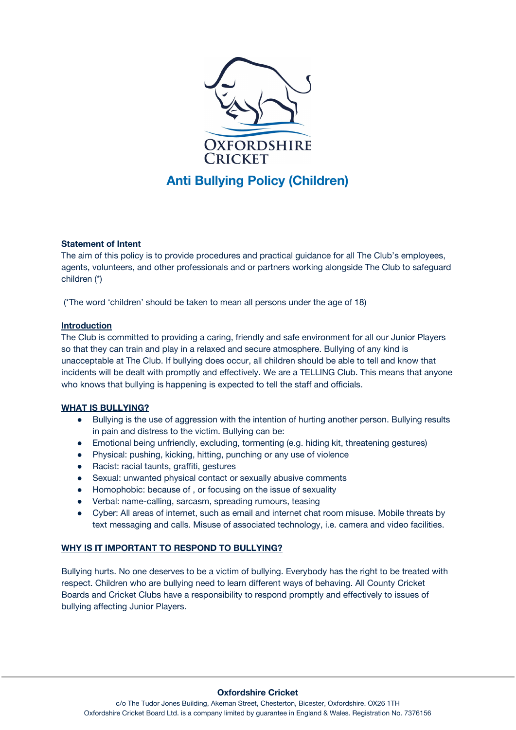# Anti Bullying Policy (Children)

**Statement of Intent**

The aim of this policy is to provide procedures and practical guidance for all The Club's employees, agents, volunteers, and other professionals and or partners working alongside The Club to safeguard children (*)

(*The word 'children' should be taken to mean all persons under the age of 18)

## Introduction

The Club is committed to providing a caring, friendly and safe environment for all our Junior Players so that they can train and play in a relaxed and secure atmosphere. Bullying of any kind is unacceptable at The Club. If bullying does occur, all children should be able to tell and know that incidents will be dealt with promptly and effectively. We are a TELLING Club. This means that anyone who knows that bullying is happening is expected to tell the staff and officials.

## WHAT IS BULLYING?

- Bullying is the use of aggression with the intention of hurting another person. Bullying results in pain and distress to the victim. Bullying can be:
- Emotional being unfriendly, excluding, tormenting (e.g. hiding kit, threatening gestures)
- Physical: pushing, kicking, hitting, punching or any use of violence
- Racist: racial taunts, graffiti, gestures
- Sexual: unwanted physical contact or sexually abusive comments
- Homophobic: because of , or focusing on the issue of sexuality
- Verbal: name-calling, sarcasm, spreading rumours, teasing
- Cyber: All areas of internet, such as email and internet chat room misuse. Mobile threats by text messaging and calls. Misuse of associated technology, i.e. camera and video facilities.

## WHY IS IT IMPORTANT TO RESPOND TO BULLYING?

Bullying hurts. No one deserves to be a victim of bullying. Everybody has the right to be treated with respect. Children who are bullying need to learn different ways of behaving. All County Cricket Boards and Cricket Clubs have a responsibility to respond promptly and effectively to issues of bullying affecting Junior Players.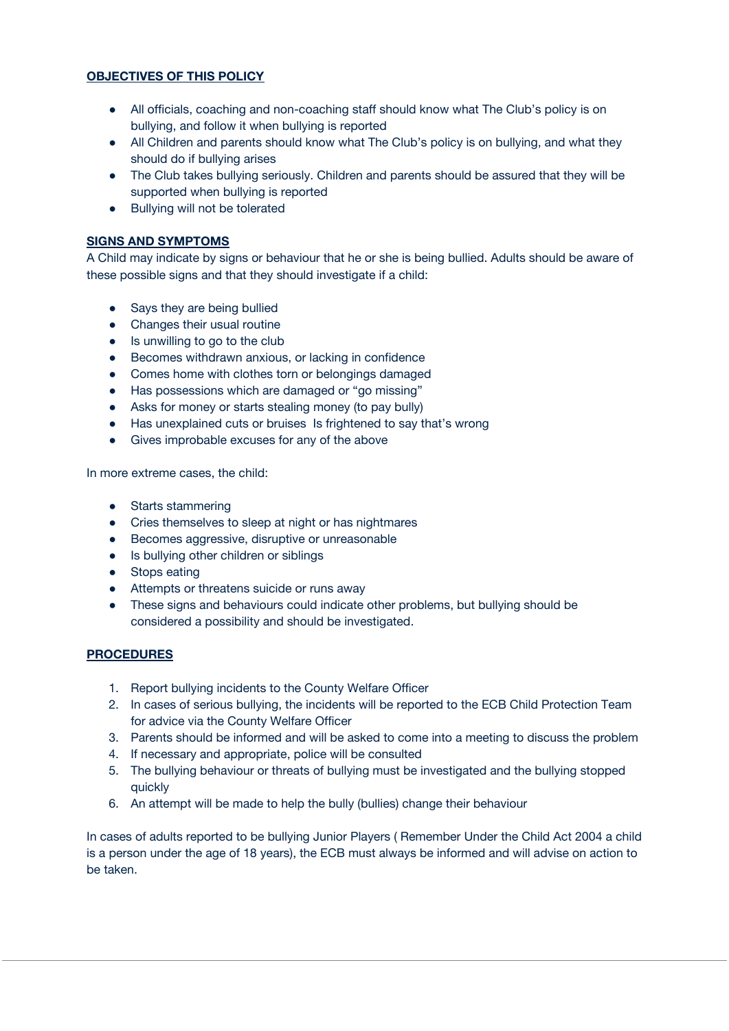**OBJECTIVES OF THIS POLICY**

- All officials, coaching and non-coaching staff should know what The Club's policy is on bullying, and follow it when bullying is reported
- All Children and parents should know what The Club's policy is on bullying, and what they should do if bullying arises
- The Club takes bullying seriously. Children and parents should be assured that they will be supported when bullying is reported
- Bullying will not be tolerated

**SIGNS AND SYMPTOMS**

A Child may indicate by signs or behaviour that he or she is being bullied. Adults should be aware of these possible signs and that they should investigate if a child:

- Says they are being bullied
- Changes their usual routine
- Is unwilling to go to the club
- Becomes withdrawn anxious, or lacking in confidence
- Comes home with clothes torn or belongings damaged
- Has possessions which are damaged or "go missing"
- Asks for money or starts stealing money (to pay bully)
- Has unexplained cuts or bruises  Is frightened to say that's wrong
- Gives improbable excuses for any of the above

In more extreme cases, the child:

- Starts stammering
- Cries themselves to sleep at night or has nightmares
- Becomes aggressive, disruptive or unreasonable
- Is bullying other children or siblings
- Stops eating
- Attempts or threatens suicide or runs away
- These signs and behaviours could indicate other problems, but bullying should be considered a possibility and should be investigated.

**PROCEDURES**

1. Report bullying incidents to the County Welfare Officer
2. In cases of serious bullying, the incidents will be reported to the ECB Child Protection Team for advice via the County Welfare Officer
3. Parents should be informed and will be asked to come into a meeting to discuss the problem
4. If necessary and appropriate, police will be consulted
5. The bullying behaviour or threats of bullying must be investigated and the bullying stopped quickly
6. An attempt will be made to help the bully (bullies) change their behaviour

In cases of adults reported to be bullying Junior Players ( Remember Under the Child Act 2004 a child is a person under the age of 18 years), the ECB must always be informed and will advise on action to be taken.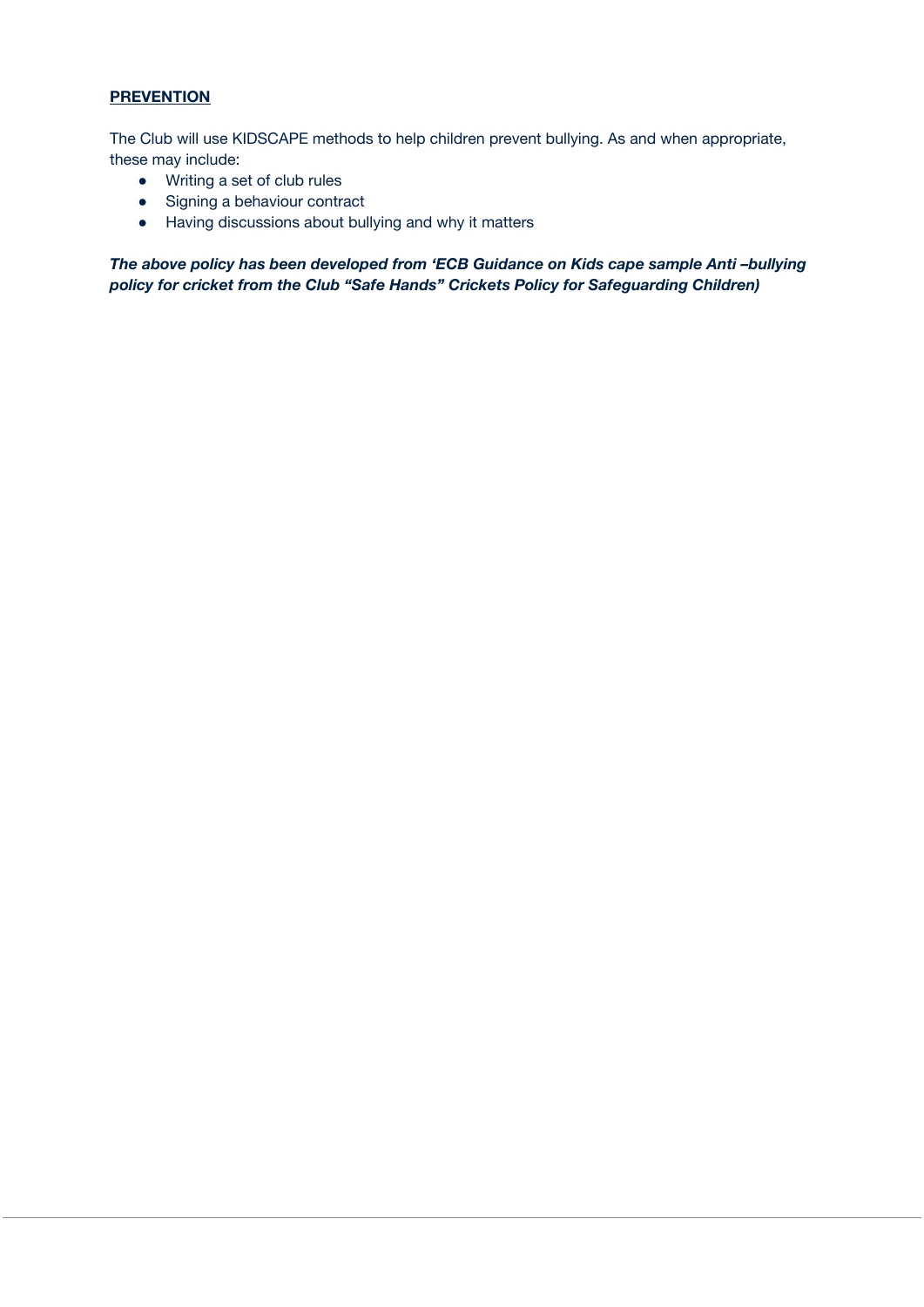**<u>PREVENTION</u>**

The Club will use KIDSCAPE methods to help children prevent bullying. As and when appropriate, these may include:

- Writing a set of club rules
- Signing a behaviour contract
- Having discussions about bullying and why it matters

***The above policy has been developed from 'ECB Guidance on Kids cape sample Anti –bullying policy for cricket from the Club "Safe Hands" Crickets Policy for Safeguarding Children)***